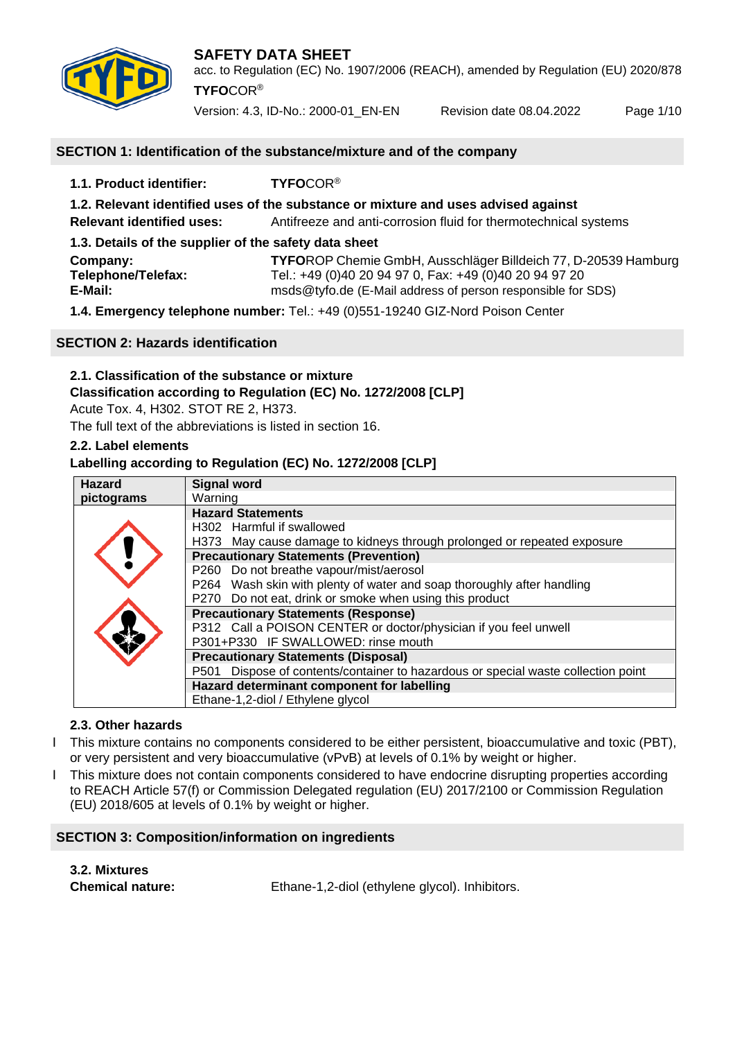# SAFETY DATA SHEET

acc. to Regulation (EC) No. 1907/2006 (REACH), amended by Regulation (EU) 2020/878

**TYFO**COR®

Version: 4.3, ID-No.: 2000-01_EN-EN    Revision date 08.04.2022

## SECTION 1: Identification of the substance/mixture and of the company

**1.1. Product identifier:** **TYFO**COR®

**1.2. Relevant identified uses of the substance or mixture and uses advised against**

**Relevant identified uses:** Antifreeze and anti-corrosion fluid for thermotechnical systems

**1.3. Details of the supplier of the safety data sheet**

**Company:** **TYFO**ROP Chemie GmbH, Ausschläger Billdeich 77, D-20539 Hamburg
**Telephone/Telefax:** Tel.: +49 (0)40 20 94 97 0, Fax: +49 (0)40 20 94 97 20
**E-Mail:** msds@tyfo.de (E-Mail address of person responsible for SDS)

**1.4. Emergency telephone number:** Tel.: +49 (0)551-19240 GIZ-Nord Poison Center

## SECTION 2: Hazards identification

**2.1. Classification of the substance or mixture**

**Classification according to Regulation (EC) No. 1272/2008 [CLP]**

Acute Tox. 4, H302. STOT RE 2, H373.

The full text of the abbreviations is listed in section 16.

**2.2. Label elements**

**Labelling according to Regulation (EC) No. 1272/2008 [CLP]**

| Hazard pictograms | Signal word |
|---|---|
| | Warning |
| | **Hazard Statements** |
| | H302 Harmful if swallowed |
| | H373 May cause damage to kidneys through prolonged or repeated exposure |
| | **Precautionary Statements (Prevention)** |
| | P260 Do not breathe vapour/mist/aerosol |
| | P264 Wash skin with plenty of water and soap thoroughly after handling |
| | P270 Do not eat, drink or smoke when using this product |
| | **Precautionary Statements (Response)** |
| | P312 Call a POISON CENTER or doctor/physician if you feel unwell |
| | P301+P330 IF SWALLOWED: rinse mouth |
| | **Precautionary Statements (Disposal)** |
| | P501 Dispose of contents/container to hazardous or special waste collection point |
| | **Hazard determinant component for labelling** |
| | Ethane-1,2-diol / Ethylene glycol |

**2.3. Other hazards**

This mixture contains no components considered to be either persistent, bioaccumulative and toxic (PBT), or very persistent and very bioaccumulative (vPvB) at levels of 0.1% by weight or higher.

This mixture does not contain components considered to have endocrine disrupting properties according to REACH Article 57(f) or Commission Delegated regulation (EU) 2017/2100 or Commission Regulation (EU) 2018/605 at levels of 0.1% by weight or higher.

## SECTION 3: Composition/information on ingredients

**3.2. Mixtures**

**Chemical nature:** Ethane-1,2-diol (ethylene glycol). Inhibitors.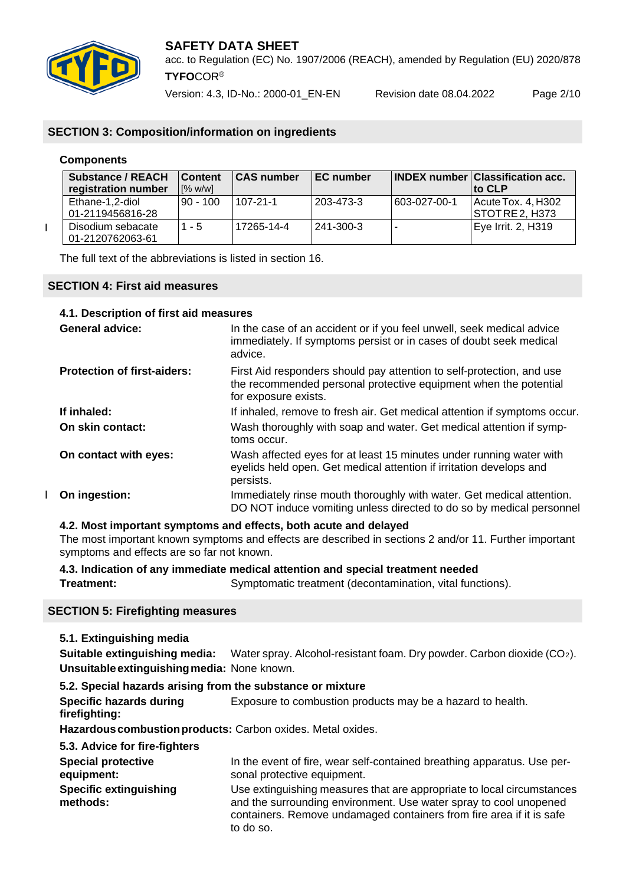## SECTION 3: Composition/information on ingredients

**Components**

| Substance / REACH registration number | Content [% w/w] | CAS number | EC number | INDEX number | Classification acc. to CLP |
|---|---|---|---|---|---|
| Ethane-1,2-diol 01-2119456816-28 | 90 - 100 | 107-21-1 | 203-473-3 | 603-027-00-1 | Acute Tox. 4, H302 STOT RE 2, H373 |
| Disodium sebacate 01-2120762063-61 | 1 - 5 | 17265-14-4 | 241-300-3 | - | Eye Irrit. 2, H319 |

The full text of the abbreviations is listed in section 16.

## SECTION 4: First aid measures

### 4.1. Description of first aid measures

**General advice:** In the case of an accident or if you feel unwell, seek medical advice immediately. If symptoms persist or in cases of doubt seek medical advice.

**Protection of first-aiders:** First Aid responders should pay attention to self-protection, and use the recommended personal protective equipment when the potential for exposure exists.

**If inhaled:** If inhaled, remove to fresh air. Get medical attention if symptoms occur.

**On skin contact:** Wash thoroughly with soap and water. Get medical attention if symptoms occur.

**On contact with eyes:** Wash affected eyes for at least 15 minutes under running water with eyelids held open. Get medical attention if irritation develops and persists.

**On ingestion:** Immediately rinse mouth thoroughly with water. Get medical attention. DO NOT induce vomiting unless directed to do so by medical personnel

### 4.2. Most important symptoms and effects, both acute and delayed

The most important known symptoms and effects are described in sections 2 and/or 11. Further important symptoms and effects are so far not known.

### 4.3. Indication of any immediate medical attention and special treatment needed

**Treatment:** Symptomatic treatment (decontamination, vital functions).

## SECTION 5: Firefighting measures

### 5.1. Extinguishing media

**Suitable extinguishing media:** Water spray. Alcohol-resistant foam. Dry powder. Carbon dioxide ($CO_2$).

**Unsuitable extinguishing media:** None known.

### 5.2. Special hazards arising from the substance or mixture

**Specific hazards during firefighting:** Exposure to combustion products may be a hazard to health.

**Hazardous combustion products:** Carbon oxides. Metal oxides.

### 5.3. Advice for fire-fighters

**Special protective equipment:** In the event of fire, wear self-contained breathing apparatus. Use personal protective equipment.

**Specific extinguishing methods:** Use extinguishing measures that are appropriate to local circumstances and the surrounding environment. Use water spray to cool unopened containers. Remove undamaged containers from fire area if it is safe to do so.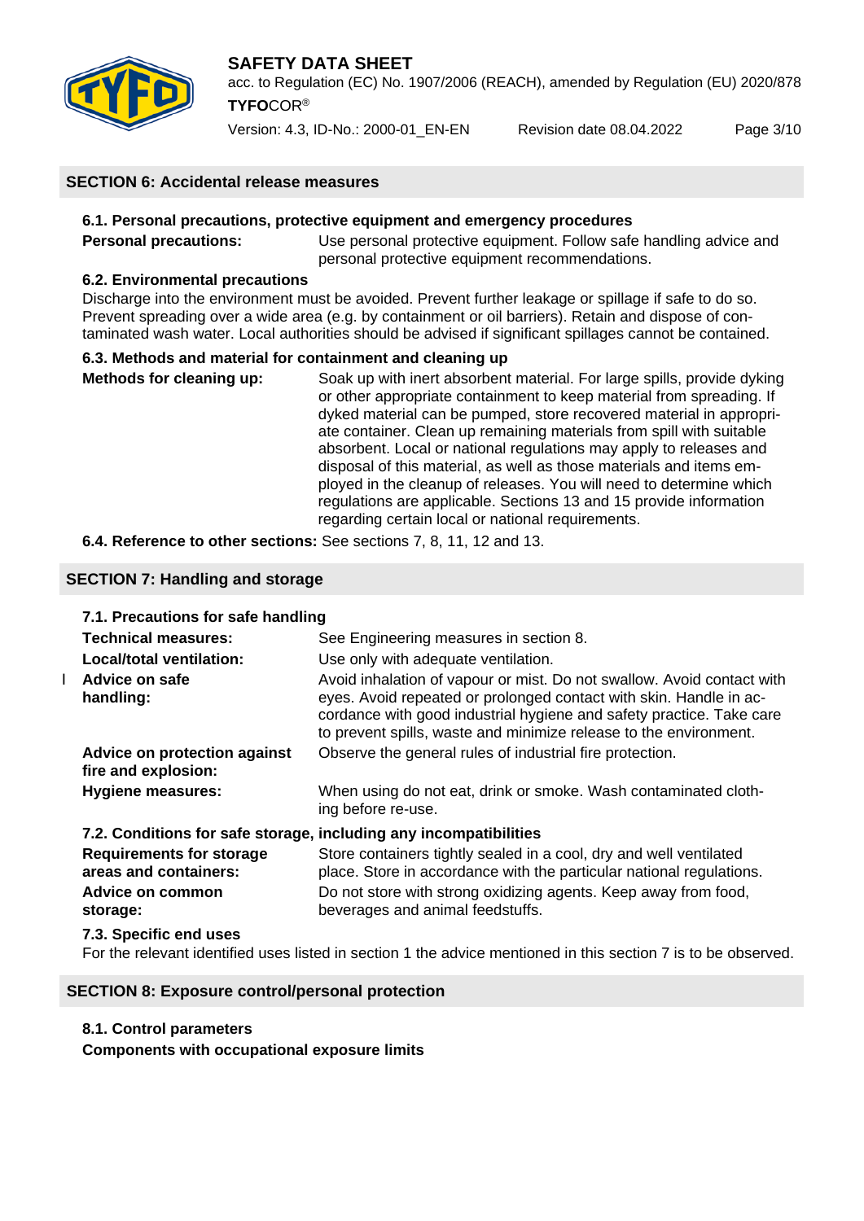## SECTION 6: Accidental release measures

### 6.1. Personal precautions, protective equipment and emergency procedures

**Personal precautions:** Use personal protective equipment. Follow safe handling advice and personal protective equipment recommendations.

### 6.2. Environmental precautions

Discharge into the environment must be avoided. Prevent further leakage or spillage if safe to do so. Prevent spreading over a wide area (e.g. by containment or oil barriers). Retain and dispose of contaminated wash water. Local authorities should be advised if significant spillages cannot be contained.

### 6.3. Methods and material for containment and cleaning up

**Methods for cleaning up:** Soak up with inert absorbent material. For large spills, provide dyking or other appropriate containment to keep material from spreading. If dyked material can be pumped, store recovered material in appropriate container. Clean up remaining materials from spill with suitable absorbent. Local or national regulations may apply to releases and disposal of this material, as well as those materials and items employed in the cleanup of releases. You will need to determine which regulations are applicable. Sections 13 and 15 provide information regarding certain local or national requirements.

**6.4. Reference to other sections:** See sections 7, 8, 11, 12 and 13.

## SECTION 7: Handling and storage

### 7.1. Precautions for safe handling

**Technical measures:** See Engineering measures in section 8.

**Local/total ventilation:** Use only with adequate ventilation.

**Advice on safe handling:** Avoid inhalation of vapour or mist. Do not swallow. Avoid contact with eyes. Avoid repeated or prolonged contact with skin. Handle in accordance with good industrial hygiene and safety practice. Take care to prevent spills, waste and minimize release to the environment.

**Advice on protection against fire and explosion:** Observe the general rules of industrial fire protection.

**Hygiene measures:** When using do not eat, drink or smoke. Wash contaminated clothing before re-use.

### 7.2. Conditions for safe storage, including any incompatibilities

**Requirements for storage areas and containers:** Store containers tightly sealed in a cool, dry and well ventilated place. Store in accordance with the particular national regulations.

**Advice on common storage:** Do not store with strong oxidizing agents. Keep away from food, beverages and animal feedstuffs.

### 7.3. Specific end uses

For the relevant identified uses listed in section 1 the advice mentioned in this section 7 is to be observed.

## SECTION 8: Exposure control/personal protection

### 8.1. Control parameters

**Components with occupational exposure limits**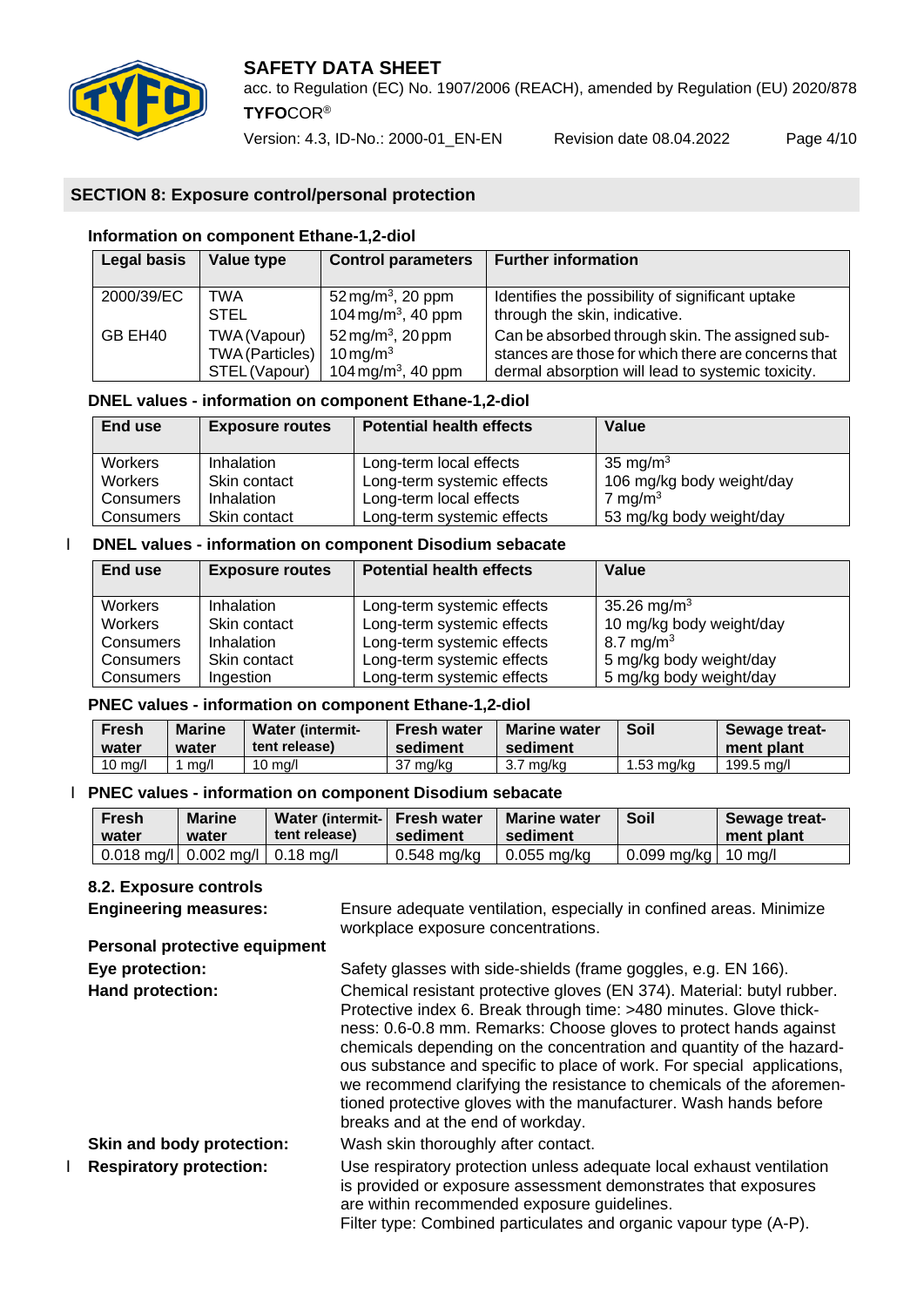## SECTION 8: Exposure control/personal protection

**Information on component Ethane-1,2-diol**

| Legal basis | Value type | Control parameters | Further information |
|---|---|---|---|
| 2000/39/EC | TWA<br>STEL | 52 mg/m$^3$, 20 ppm<br>104 mg/m$^3$, 40 ppm | Identifies the possibility of significant uptake through the skin, indicative. |
| GB EH40 | TWA (Vapour)<br>TWA (Particles)<br>STEL (Vapour) | 52 mg/m$^3$, 20 ppm<br>10 mg/m$^3$<br>104 mg/m$^3$, 40 ppm | Can be absorbed through skin. The assigned substances are those for which there are concerns that dermal absorption will lead to systemic toxicity. |

**DNEL values - information on component Ethane-1,2-diol**

| End use | Exposure routes | Potential health effects | Value |
|---|---|---|---|
| Workers | Inhalation | Long-term local effects | 35 mg/m$^3$ |
| Workers | Skin contact | Long-term systemic effects | 106 mg/kg body weight/day |
| Consumers | Inhalation | Long-term local effects | 7 mg/m$^3$ |
| Consumers | Skin contact | Long-term systemic effects | 53 mg/kg body weight/day |

**DNEL values - information on component Disodium sebacate**

| End use | Exposure routes | Potential health effects | Value |
|---|---|---|---|
| Workers | Inhalation | Long-term systemic effects | 35.26 mg/m$^3$ |
| Workers | Skin contact | Long-term systemic effects | 10 mg/kg body weight/day |
| Consumers | Inhalation | Long-term systemic effects | 8.7 mg/m$^3$ |
| Consumers | Skin contact | Long-term systemic effects | 5 mg/kg body weight/day |
| Consumers | Ingestion | Long-term systemic effects | 5 mg/kg body weight/day |

**PNEC values - information on component Ethane-1,2-diol**

| Fresh water | Marine water | Water (intermittent release) | Fresh water sediment | Marine water sediment | Soil | Sewage treatment plant |
|---|---|---|---|---|---|---|
| 10 mg/l | 1 mg/l | 10 mg/l | 37 mg/kg | 3.7 mg/kg | 1.53 mg/kg | 199.5 mg/l |

**PNEC values - information on component Disodium sebacate**

| Fresh water | Marine water | Water (intermittent release) | Fresh water sediment | Marine water sediment | Soil | Sewage treatment plant |
|---|---|---|---|---|---|---|
| 0.018 mg/l | 0.002 mg/l | 0.18 mg/l | 0.548 mg/kg | 0.055 mg/kg | 0.099 mg/kg | 10 mg/l |

### 8.2. Exposure controls

**Engineering measures:** Ensure adequate ventilation, especially in confined areas. Minimize workplace exposure concentrations.

**Personal protective equipment**

**Eye protection:** Safety glasses with side-shields (frame goggles, e.g. EN 166).

**Hand protection:** Chemical resistant protective gloves (EN 374). Material: butyl rubber. Protective index 6. Break through time: >480 minutes. Glove thickness: 0.6-0.8 mm. Remarks: Choose gloves to protect hands against chemicals depending on the concentration and quantity of the hazardous substance and specific to place of work. For special applications, we recommend clarifying the resistance to chemicals of the aforementioned protective gloves with the manufacturer. Wash hands before breaks and at the end of workday.

**Skin and body protection:** Wash skin thoroughly after contact.

**Respiratory protection:** Use respiratory protection unless adequate local exhaust ventilation is provided or exposure assessment demonstrates that exposures are within recommended exposure guidelines.
Filter type: Combined particulates and organic vapour type (A-P).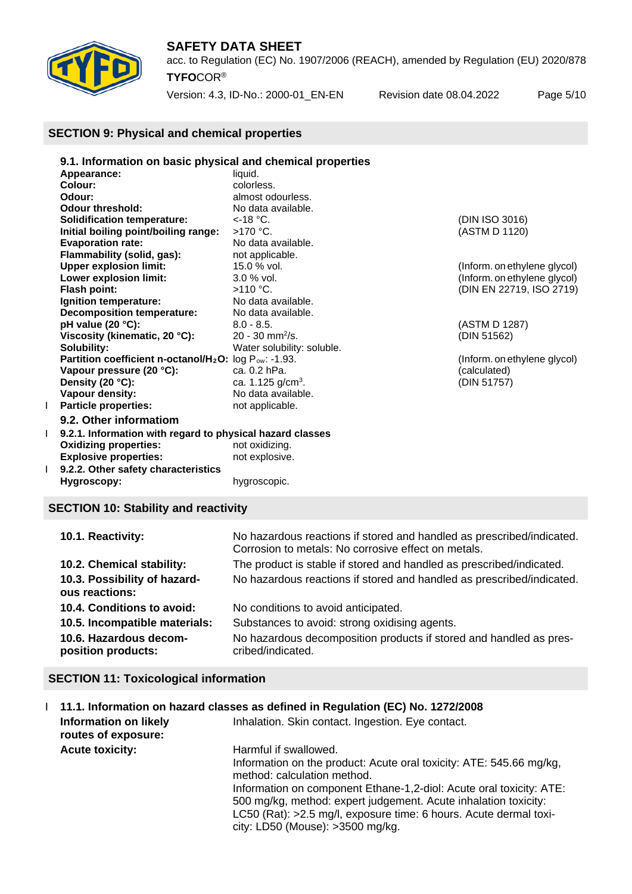## SECTION 9: Physical and chemical properties

### 9.1. Information on basic physical and chemical properties

| | | |
|---|---|---|
| **Appearance:** | liquid. | |
| **Colour:** | colorless. | |
| **Odour:** | almost odourless. | |
| **Odour threshold:** | No data available. | |
| **Solidification temperature:** | <-18 °C. | (DIN ISO 3016) |
| **Initial boiling point/boiling range:** | >170 °C. | (ASTM D 1120) |
| **Evaporation rate:** | No data available. | |
| **Flammability (solid, gas):** | not applicable. | |
| **Upper explosion limit:** | 15.0 % vol. | (Inform. on ethylene glycol) |
| **Lower explosion limit:** | 3.0 % vol. | (Inform. on ethylene glycol) |
| **Flash point:** | >110 °C. | (DIN EN 22719, ISO 2719) |
| **Ignition temperature:** | No data available. | |
| **Decomposition temperature:** | No data available. | |
| **pH value (20 °C):** | 8.0 - 8.5. | (ASTM D 1287) |
| **Viscosity (kinematic, 20 °C):** | 20 - 30 $mm^2$/s. | (DIN 51562) |
| **Solubility:** | Water solubility: soluble. | |
| **Partition coefficient n-octanol/$H_2O$:** | log $P_{ow}$: -1.93. | (Inform. on ethylene glycol) |
| **Vapour pressure (20 °C):** | ca. 0.2 hPa. | (calculated) |
| **Density (20 °C):** | ca. 1.125 $g/cm^3$. | (DIN 51757) |
| **Vapour density:** | No data available. | |
| **Particle properties:** | not applicable. | |

### 9.2. Other informatiom

**9.2.1. Information with regard to physical hazard classes**

**Oxidizing properties:** not oxidizing.

**Explosive properties:** not explosive.

**9.2.2. Other safety characteristics**

**Hygroscopy:** hygroscopic.

## SECTION 10: Stability and reactivity

| | |
|---|---|
| **10.1. Reactivity:** | No hazardous reactions if stored and handled as prescribed/indicated. Corrosion to metals: No corrosive effect on metals. |
| **10.2. Chemical stability:** | The product is stable if stored and handled as prescribed/indicated. |
| **10.3. Possibility of hazardous reactions:** | No hazardous reactions if stored and handled as prescribed/indicated. |
| **10.4. Conditions to avoid:** | No conditions to avoid anticipated. |
| **10.5. Incompatible materials:** | Substances to avoid: strong oxidising agents. |
| **10.6. Hazardous decomposition products:** | No hazardous decomposition products if stored and handled as prescribed/indicated. |

## SECTION 11: Toxicological information

### 11.1. Information on hazard classes as defined in Regulation (EC) No. 1272/2008

| | |
|---|---|
| **Information on likely routes of exposure:** | Inhalation. Skin contact. Ingestion. Eye contact. |
| **Acute toxicity:** | Harmful if swallowed.<br>Information on the product: Acute oral toxicity: ATE: 545.66 mg/kg, method: calculation method.<br>Information on component Ethane-1,2-diol: Acute oral toxicity: ATE: 500 mg/kg, method: expert judgement. Acute inhalation toxicity: LC50 (Rat): >2.5 mg/l, exposure time: 6 hours. Acute dermal toxicity: LD50 (Mouse): >3500 mg/kg. |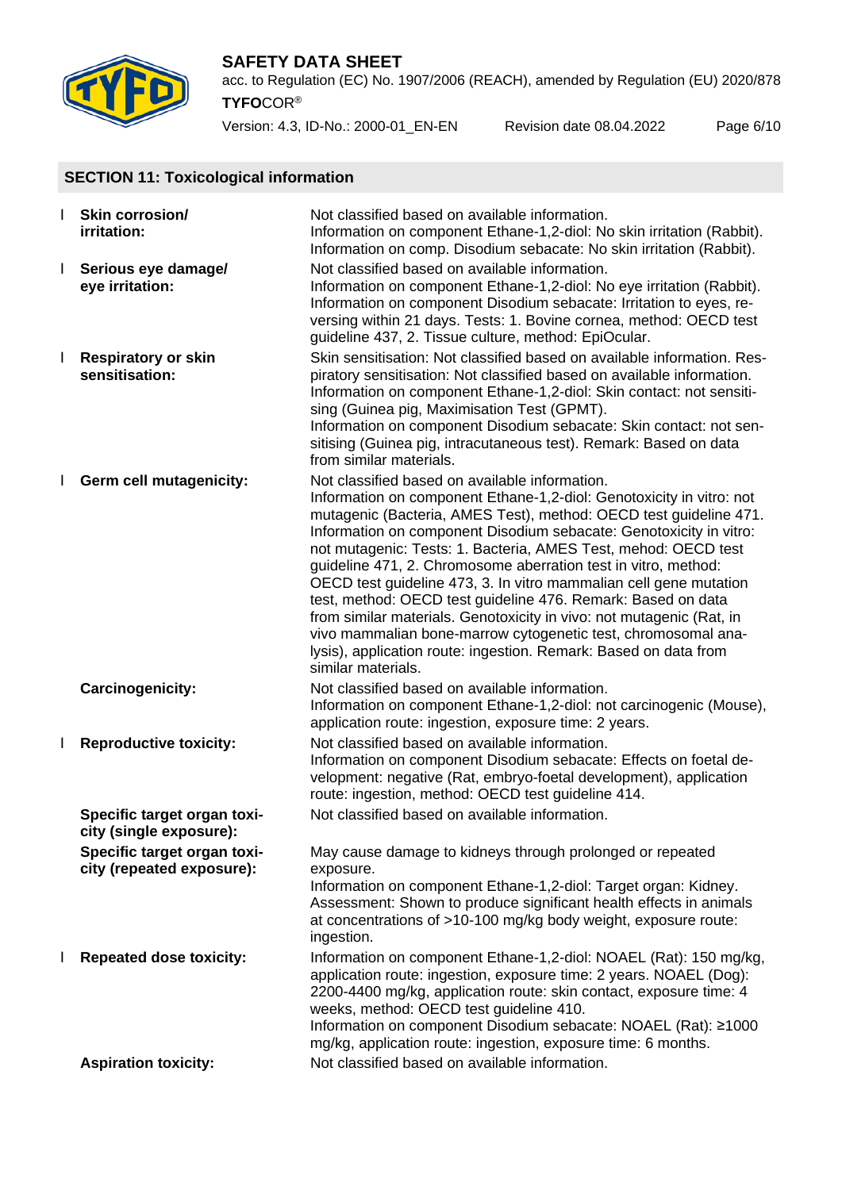## SECTION 11: Toxicological information

| | |
|---|---|
| **Skin corrosion/ irritation:** | Not classified based on available information. Information on component Ethane-1,2-diol: No skin irritation (Rabbit). Information on comp. Disodium sebacate: No skin irritation (Rabbit). |
| **Serious eye damage/ eye irritation:** | Not classified based on available information. Information on component Ethane-1,2-diol: No eye irritation (Rabbit). Information on component Disodium sebacate: Irritation to eyes, reversing within 21 days. Tests: 1. Bovine cornea, method: OECD test guideline 437, 2. Tissue culture, method: EpiOcular. |
| **Respiratory or skin sensitisation:** | Skin sensitisation: Not classified based on available information. Respiratory sensitisation: Not classified based on available information. Information on component Ethane-1,2-diol: Skin contact: not sensitising (Guinea pig, Maximisation Test (GPMT). Information on component Disodium sebacate: Skin contact: not sensitising (Guinea pig, intracutaneous test). Remark: Based on data from similar materials. |
| **Germ cell mutagenicity:** | Not classified based on available information. Information on component Ethane-1,2-diol: Genotoxicity in vitro: not mutagenic (Bacteria, AMES Test), method: OECD test guideline 471. Information on component Disodium sebacate: Genotoxicity in vitro: not mutagenic: Tests: 1. Bacteria, AMES Test, mehod: OECD test guideline 471, 2. Chromosome aberration test in vitro, method: OECD test guideline 473, 3. In vitro mammalian cell gene mutation test, method: OECD test guideline 476. Remark: Based on data from similar materials. Genotoxicity in vivo: not mutagenic (Rat, in vivo mammalian bone-marrow cytogenetic test, chromosomal analysis), application route: ingestion. Remark: Based on data from similar materials. |
| **Carcinogenicity:** | Not classified based on available information. Information on component Ethane-1,2-diol: not carcinogenic (Mouse), application route: ingestion, exposure time: 2 years. |
| **Reproductive toxicity:** | Not classified based on available information. Information on component Disodium sebacate: Effects on foetal development: negative (Rat, embryo-foetal development), application route: ingestion, method: OECD test guideline 414. |
| **Specific target organ toxicity (single exposure):** | Not classified based on available information. |
| **Specific target organ toxicity (repeated exposure):** | May cause damage to kidneys through prolonged or repeated exposure. Information on component Ethane-1,2-diol: Target organ: Kidney. Assessment: Shown to produce significant health effects in animals at concentrations of >10-100 mg/kg body weight, exposure route: ingestion. |
| **Repeated dose toxicity:** | Information on component Ethane-1,2-diol: NOAEL (Rat): 150 mg/kg, application route: ingestion, exposure time: 2 years. NOAEL (Dog): 2200-4400 mg/kg, application route: skin contact, exposure time: 4 weeks, method: OECD test guideline 410. Information on component Disodium sebacate: NOAEL (Rat): ≥1000 mg/kg, application route: ingestion, exposure time: 6 months. |
| **Aspiration toxicity:** | Not classified based on available information. |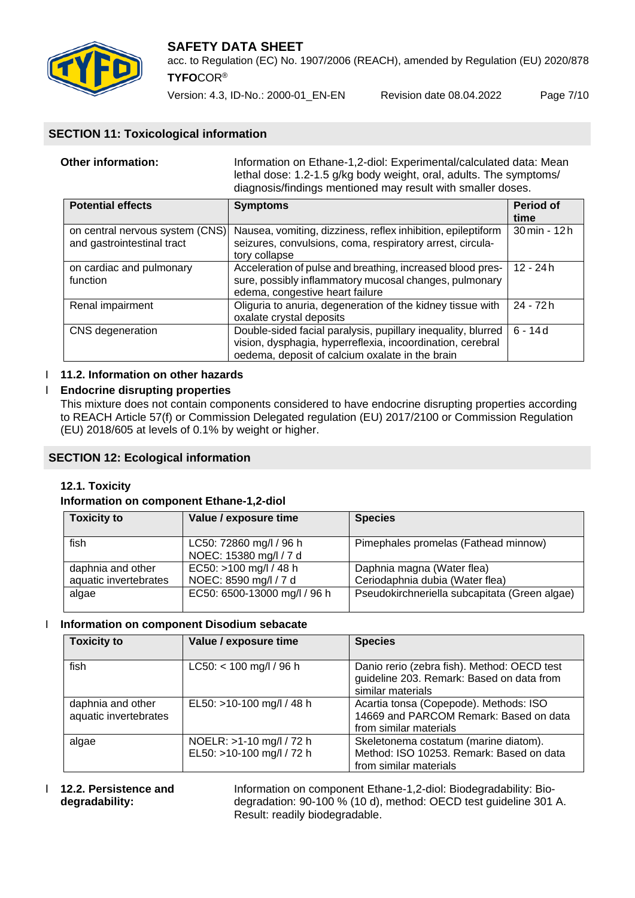## SECTION 11: Toxicological information

**Other information:** Information on Ethane-1,2-diol: Experimental/calculated data: Mean lethal dose: 1.2-1.5 g/kg body weight, oral, adults. The symptoms/ diagnosis/findings mentioned may result with smaller doses.

| Potential effects | Symptoms | Period of time |
|---|---|---|
| on central nervous system (CNS) and gastrointestinal tract | Nausea, vomiting, dizziness, reflex inhibition, epileptiform seizures, convulsions, coma, respiratory arrest, circulatory collapse | 30 min - 12 h |
| on cardiac and pulmonary function | Acceleration of pulse and breathing, increased blood pressure, possibly inflammatory mucosal changes, pulmonary edema, congestive heart failure | 12 - 24 h |
| Renal impairment | Oliguria to anuria, degeneration of the kidney tissue with oxalate crystal deposits | 24 - 72 h |
| CNS degeneration | Double-sided facial paralysis, pupillary inequality, blurred vision, dysphagia, hyperreflexia, incoordination, cerebral oedema, deposit of calcium oxalate in the brain | 6 - 14 d |

### 11.2. Information on other hazards

**Endocrine disrupting properties**

This mixture does not contain components considered to have endocrine disrupting properties according to REACH Article 57(f) or Commission Delegated regulation (EU) 2017/2100 or Commission Regulation (EU) 2018/605 at levels of 0.1% by weight or higher.

## SECTION 12: Ecological information

### 12.1. Toxicity

**Information on component Ethane-1,2-diol**

| Toxicity to | Value / exposure time | Species |
|---|---|---|
| fish | LC50: 72860 mg/l / 96 h<br>NOEC: 15380 mg/l / 7 d | Pimephales promelas (Fathead minnow) |
| daphnia and other aquatic invertebrates | EC50: >100 mg/l / 48 h<br>NOEC: 8590 mg/l / 7 d | Daphnia magna (Water flea)<br>Ceriodaphnia dubia (Water flea) |
| algae | EC50: 6500-13000 mg/l / 96 h | Pseudokirchneriella subcapitata (Green algae) |

**Information on component Disodium sebacate**

| Toxicity to | Value / exposure time | Species |
|---|---|---|
| fish | LC50: < 100 mg/l / 96 h | Danio rerio (zebra fish). Method: OECD test guideline 203. Remark: Based on data from similar materials |
| daphnia and other aquatic invertebrates | EL50: >10-100 mg/l / 48 h | Acartia tonsa (Copepode). Methods: ISO 14669 and PARCOM Remark: Based on data from similar materials |
| algae | NOELR: >1-10 mg/l / 72 h<br>EL50: >10-100 mg/l / 72 h | Skeletonema costatum (marine diatom). Method: ISO 10253. Remark: Based on data from similar materials |

**12.2. Persistence and degradability:** Information on component Ethane-1,2-diol: Biodegradability: Biodegradation: 90-100 % (10 d), method: OECD test guideline 301 A. Result: readily biodegradable.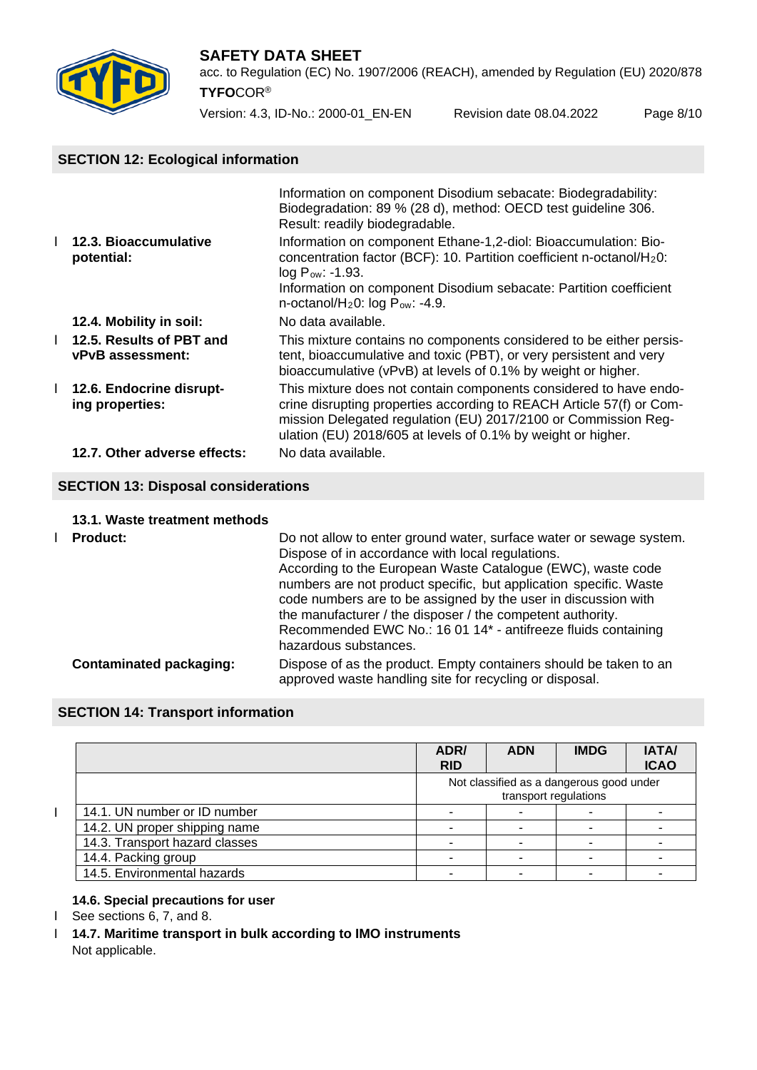## SECTION 12: Ecological information

Information on component Disodium sebacate: Biodegradability: Biodegradation: 89 % (28 d), method: OECD test guideline 306. Result: readily biodegradable.

**12.3. Bioaccumulative potential:** Information on component Ethane-1,2-diol: Bioaccumulation: Bio-concentration factor (BCF): 10. Partition coefficient n-octanol/$H_2$0: log $P_{ow}$: -1.93.
Information on component Disodium sebacate: Partition coefficient n-octanol/$H_2$0: log $P_{ow}$: -4.9.

**12.4. Mobility in soil:** No data available.

**12.5. Results of PBT and vPvB assessment:** This mixture contains no components considered to be either persistent, bioaccumulative and toxic (PBT), or very persistent and very bioaccumulative (vPvB) at levels of 0.1% by weight or higher.

**12.6. Endocrine disrupting properties:** This mixture does not contain components considered to have endocrine disrupting properties according to REACH Article 57(f) or Commission Delegated regulation (EU) 2017/2100 or Commission Regulation (EU) 2018/605 at levels of 0.1% by weight or higher.

**12.7. Other adverse effects:** No data available.

## SECTION 13: Disposal considerations

**13.1. Waste treatment methods**

**Product:** Do not allow to enter ground water, surface water or sewage system. Dispose of in accordance with local regulations.
According to the European Waste Catalogue (EWC), waste code numbers are not product specific, but application specific. Waste code numbers are to be assigned by the user in discussion with the manufacturer / the disposer / the competent authority.
Recommended EWC No.: 16 01 14* - antifreeze fluids containing hazardous substances.

**Contaminated packaging:** Dispose of as the product. Empty containers should be taken to an approved waste handling site for recycling or disposal.

## SECTION 14: Transport information

| | ADR/RID | ADN | IMDG | IATA/ICAO |
|---|---|---|---|---|
| | Not classified as a dangerous good under transport regulations | | | |
| 14.1. UN number or ID number | - | - | - | - |
| 14.2. UN proper shipping name | - | - | - | - |
| 14.3. Transport hazard classes | - | - | - | - |
| 14.4. Packing group | - | - | - | - |
| 14.5. Environmental hazards | - | - | - | - |

**14.6. Special precautions for user**
See sections 6, 7, and 8.

**14.7. Maritime transport in bulk according to IMO instruments**
Not applicable.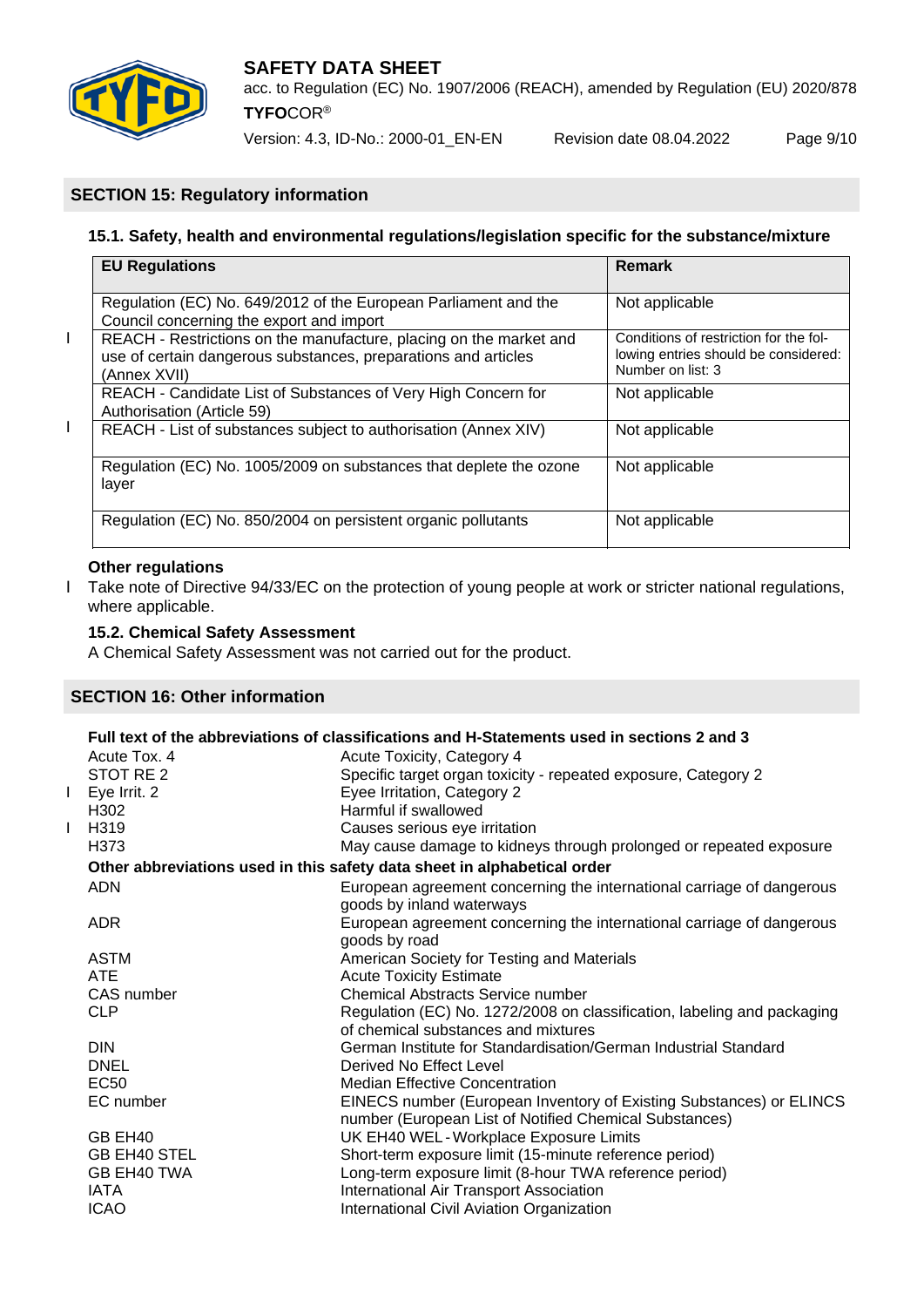## SECTION 15: Regulatory information

### 15.1. Safety, health and environmental regulations/legislation specific for the substance/mixture

| EU Regulations | Remark |
|---|---|
| Regulation (EC) No. 649/2012 of the European Parliament and the Council concerning the export and import | Not applicable |
| REACH - Restrictions on the manufacture, placing on the market and use of certain dangerous substances, preparations and articles (Annex XVII) | Conditions of restriction for the following entries should be considered: Number on list: 3 |
| REACH - Candidate List of Substances of Very High Concern for Authorisation (Article 59) | Not applicable |
| REACH - List of substances subject to authorisation (Annex XIV) | Not applicable |
| Regulation (EC) No. 1005/2009 on substances that deplete the ozone layer | Not applicable |
| Regulation (EC) No. 850/2004 on persistent organic pollutants | Not applicable |

**Other regulations**

Take note of Directive 94/33/EC on the protection of young people at work or stricter national regulations, where applicable.

### 15.2. Chemical Safety Assessment

A Chemical Safety Assessment was not carried out for the product.

## SECTION 16: Other information

**Full text of the abbreviations of classifications and H-Statements used in sections 2 and 3**

| | |
|---|---|
| Acute Tox. 4 | Acute Toxicity, Category 4 |
| STOT RE 2 | Specific target organ toxicity - repeated exposure, Category 2 |
| Eye Irrit. 2 | Eyee Irritation, Category 2 |
| H302 | Harmful if swallowed |
| H319 | Causes serious eye irritation |
| H373 | May cause damage to kidneys through prolonged or repeated exposure |

**Other abbreviations used in this safety data sheet in alphabetical order**

| | |
|---|---|
| ADN | European agreement concerning the international carriage of dangerous goods by inland waterways |
| ADR | European agreement concerning the international carriage of dangerous goods by road |
| ASTM | American Society for Testing and Materials |
| ATE | Acute Toxicity Estimate |
| CAS number | Chemical Abstracts Service number |
| CLP | Regulation (EC) No. 1272/2008 on classification, labeling and packaging of chemical substances and mixtures |
| DIN | German Institute for Standardisation/German Industrial Standard |
| DNEL | Derived No Effect Level |
| EC50 | Median Effective Concentration |
| EC number | EINECS number (European Inventory of Existing Substances) or ELINCS number (European List of Notified Chemical Substances) |
| GB EH40 | UK EH40 WEL - Workplace Exposure Limits |
| GB EH40 STEL | Short-term exposure limit (15-minute reference period) |
| GB EH40 TWA | Long-term exposure limit (8-hour TWA reference period) |
| IATA | International Air Transport Association |
| ICAO | International Civil Aviation Organization |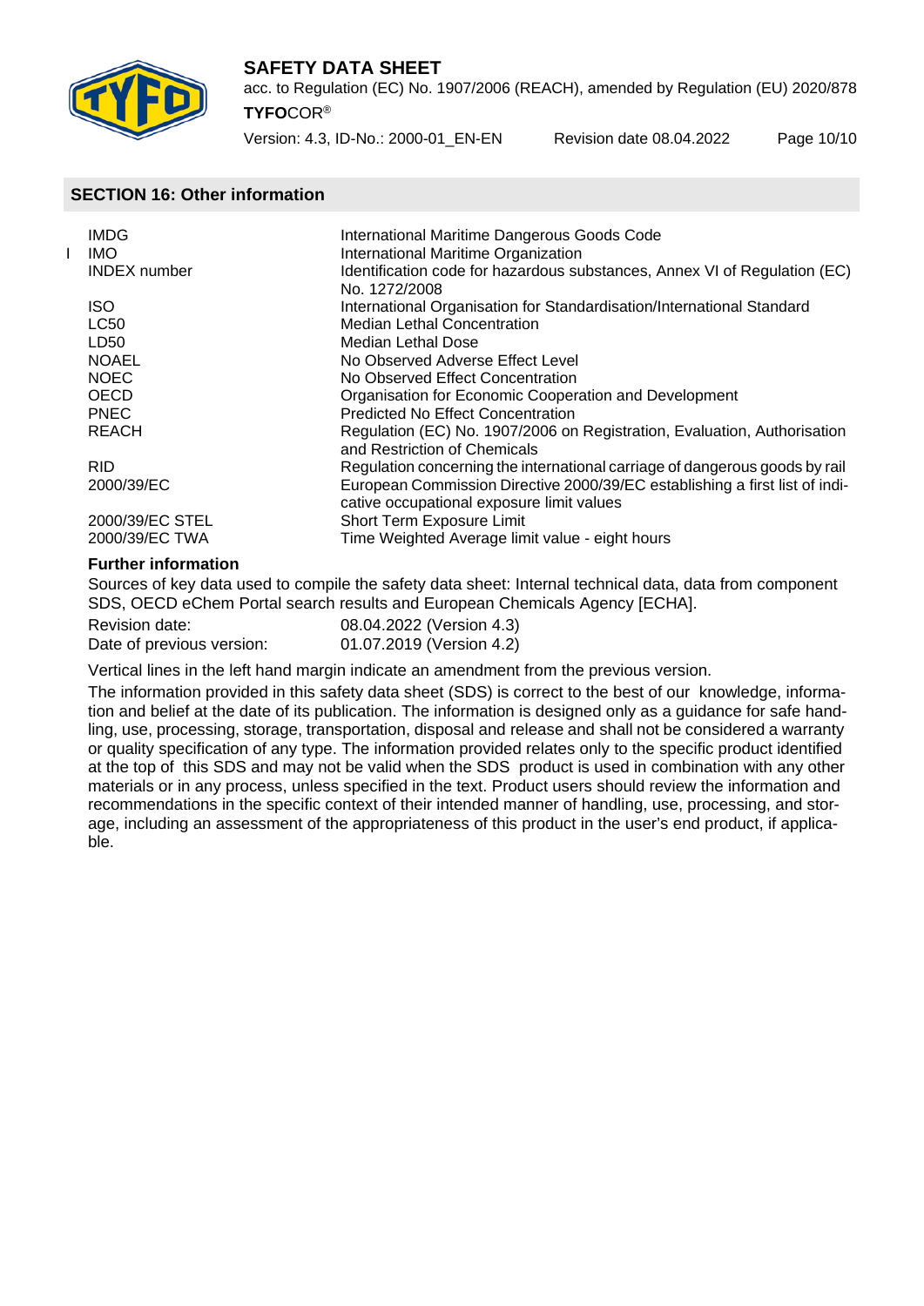## SECTION 16: Other information

| | |
|---|---|
| IMDG | International Maritime Dangerous Goods Code |
| IMO | International Maritime Organization |
| INDEX number | Identification code for hazardous substances, Annex VI of Regulation (EC) No. 1272/2008 |
| ISO | International Organisation for Standardisation/International Standard |
| LC50 | Median Lethal Concentration |
| LD50 | Median Lethal Dose |
| NOAEL | No Observed Adverse Effect Level |
| NOEC | No Observed Effect Concentration |
| OECD | Organisation for Economic Cooperation and Development |
| PNEC | Predicted No Effect Concentration |
| REACH | Regulation (EC) No. 1907/2006 on Registration, Evaluation, Authorisation and Restriction of Chemicals |
| RID | Regulation concerning the international carriage of dangerous goods by rail |
| 2000/39/EC | European Commission Directive 2000/39/EC establishing a first list of indicative occupational exposure limit values |
| 2000/39/EC STEL | Short Term Exposure Limit |
| 2000/39/EC TWA | Time Weighted Average limit value - eight hours |

**Further information**

Sources of key data used to compile the safety data sheet: Internal technical data, data from component SDS, OECD eChem Portal search results and European Chemicals Agency [ECHA].

| | |
|---|---|
| Revision date: | 08.04.2022 (Version 4.3) |
| Date of previous version: | 01.07.2019 (Version 4.2) |

Vertical lines in the left hand margin indicate an amendment from the previous version.

The information provided in this safety data sheet (SDS) is correct to the best of our knowledge, information and belief at the date of its publication. The information is designed only as a guidance for safe handling, use, processing, storage, transportation, disposal and release and shall not be considered a warranty or quality specification of any type. The information provided relates only to the specific product identified at the top of this SDS and may not be valid when the SDS product is used in combination with any other materials or in any process, unless specified in the text. Product users should review the information and recommendations in the specific context of their intended manner of handling, use, processing, and storage, including an assessment of the appropriateness of this product in the user's end product, if applicable.